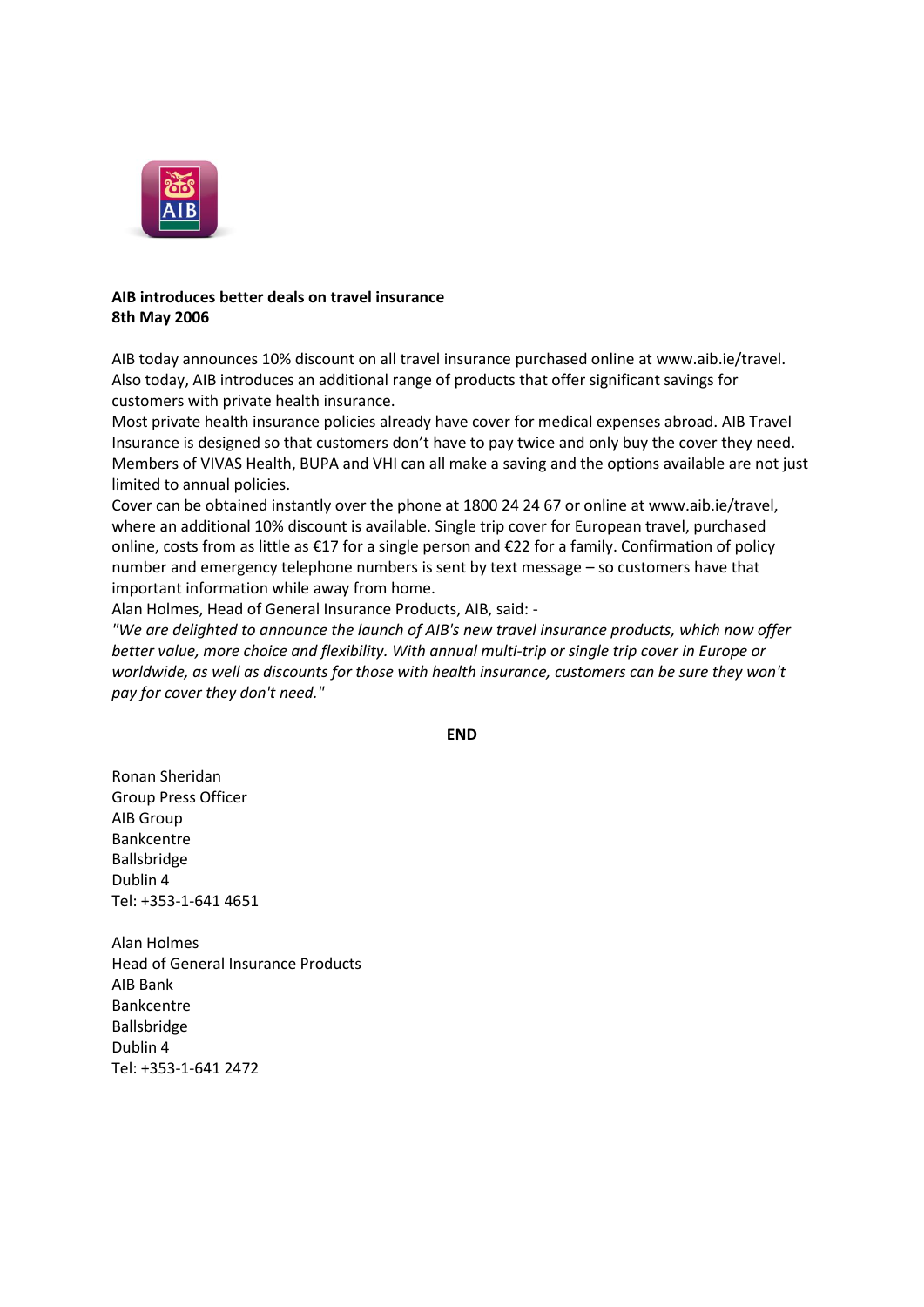**AIB introduces better deals on travel insurance**
**8th May 2006**

AIB today announces 10% discount on all travel insurance purchased online at www.aib.ie/travel. Also today, AIB introduces an additional range of products that offer significant savings for customers with private health insurance.

Most private health insurance policies already have cover for medical expenses abroad. AIB Travel Insurance is designed so that customers don't have to pay twice and only buy the cover they need. Members of VIVAS Health, BUPA and VHI can all make a saving and the options available are not just limited to annual policies.

Cover can be obtained instantly over the phone at 1800 24 24 67 or online at www.aib.ie/travel, where an additional 10% discount is available. Single trip cover for European travel, purchased online, costs from as little as €17 for a single person and €22 for a family. Confirmation of policy number and emergency telephone numbers is sent by text message – so customers have that important information while away from home.

Alan Holmes, Head of General Insurance Products, AIB, said: -

*"We are delighted to announce the launch of AIB's new travel insurance products, which now offer better value, more choice and flexibility. With annual multi-trip or single trip cover in Europe or worldwide, as well as discounts for those with health insurance, customers can be sure they won't pay for cover they don't need."*

**END**

Ronan Sheridan
Group Press Officer
AIB Group
Bankcentre
Ballsbridge
Dublin 4
Tel: +353-1-641 4651

Alan Holmes
Head of General Insurance Products
AIB Bank
Bankcentre
Ballsbridge
Dublin 4
Tel: +353-1-641 2472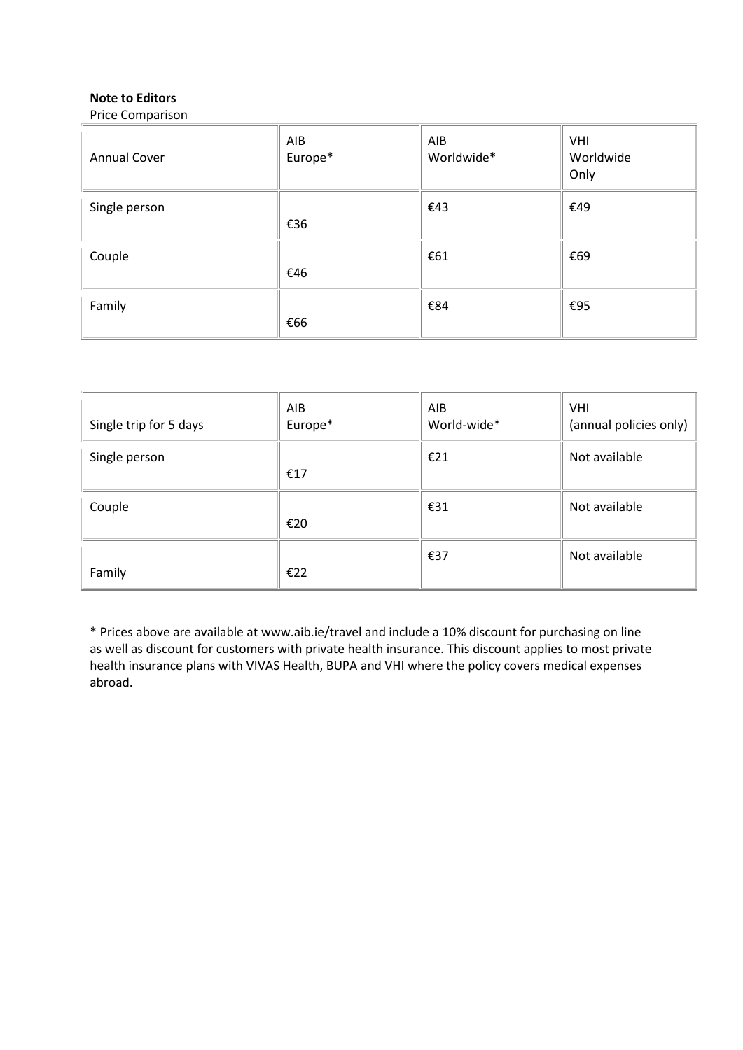**Note to Editors**

Price Comparison

| Annual Cover | AIB Europe* | AIB Worldwide* | VHI Worldwide Only |
|---|---|---|---|
| Single person | €36 | €43 | €49 |
| Couple | €46 | €61 | €69 |
| Family | €66 | €84 | €95 |

| Single trip for 5 days | AIB Europe* | AIB World-wide* | VHI (annual policies only) |
|---|---|---|---|
| Single person | €17 | €21 | Not available |
| Couple | €20 | €31 | Not available |
| Family | €22 | €37 | Not available |

* Prices above are available at www.aib.ie/travel and include a 10% discount for purchasing on line as well as discount for customers with private health insurance. This discount applies to most private health insurance plans with VIVAS Health, BUPA and VHI where the policy covers medical expenses abroad.